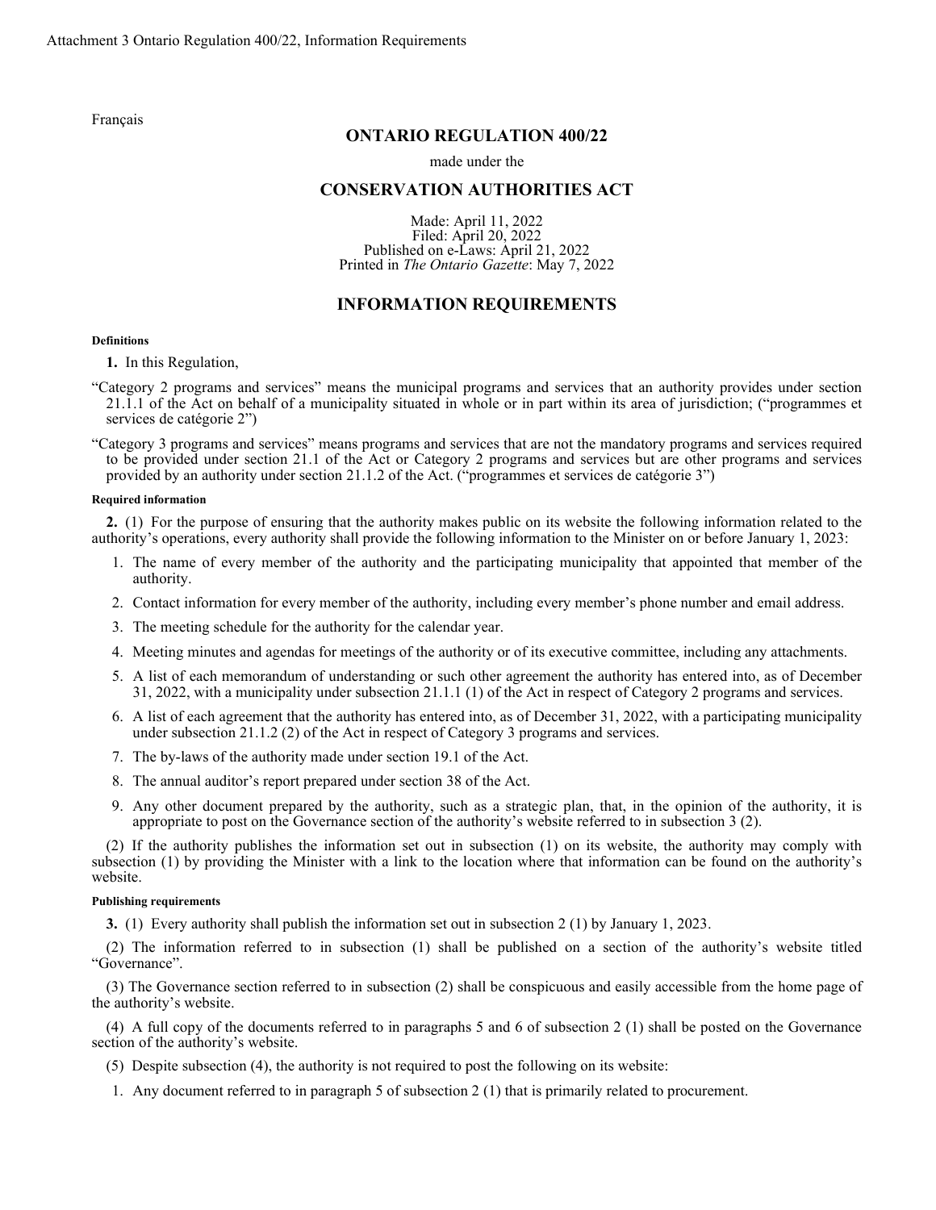Attachment 3 Ontario Regulation 400/22, Information Requirements

Français

# ONTARIO REGULATION 400/22

made under the

## CONSERVATION AUTHORITIES ACT

Made: April 11, 2022
Filed: April 20, 2022
Published on e-Laws: April 21, 2022
Printed in *The Ontario Gazette*: May 7, 2022

## INFORMATION REQUIREMENTS

#### Definitions

**1.** In this Regulation,

"Category 2 programs and services" means the municipal programs and services that an authority provides under section 21.1.1 of the Act on behalf of a municipality situated in whole or in part within its area of jurisdiction; ("programmes et services de catégorie 2")

"Category 3 programs and services" means programs and services that are not the mandatory programs and services required to be provided under section 21.1 of the Act or Category 2 programs and services but are other programs and services provided by an authority under section 21.1.2 of the Act. ("programmes et services de catégorie 3")

#### Required information

**2.** (1) For the purpose of ensuring that the authority makes public on its website the following information related to the authority's operations, every authority shall provide the following information to the Minister on or before January 1, 2023:

1. The name of every member of the authority and the participating municipality that appointed that member of the authority.
2. Contact information for every member of the authority, including every member's phone number and email address.
3. The meeting schedule for the authority for the calendar year.
4. Meeting minutes and agendas for meetings of the authority or of its executive committee, including any attachments.
5. A list of each memorandum of understanding or such other agreement the authority has entered into, as of December 31, 2022, with a municipality under subsection 21.1.1 (1) of the Act in respect of Category 2 programs and services.
6. A list of each agreement that the authority has entered into, as of December 31, 2022, with a participating municipality under subsection 21.1.2 (2) of the Act in respect of Category 3 programs and services.
7. The by-laws of the authority made under section 19.1 of the Act.
8. The annual auditor's report prepared under section 38 of the Act.
9. Any other document prepared by the authority, such as a strategic plan, that, in the opinion of the authority, it is appropriate to post on the Governance section of the authority's website referred to in subsection 3 (2).

(2) If the authority publishes the information set out in subsection (1) on its website, the authority may comply with subsection (1) by providing the Minister with a link to the location where that information can be found on the authority's website.

#### Publishing requirements

**3.** (1) Every authority shall publish the information set out in subsection 2 (1) by January 1, 2023.

(2) The information referred to in subsection (1) shall be published on a section of the authority's website titled "Governance".

(3) The Governance section referred to in subsection (2) shall be conspicuous and easily accessible from the home page of the authority's website.

(4) A full copy of the documents referred to in paragraphs 5 and 6 of subsection 2 (1) shall be posted on the Governance section of the authority's website.

(5) Despite subsection (4), the authority is not required to post the following on its website:

1. Any document referred to in paragraph 5 of subsection 2 (1) that is primarily related to procurement.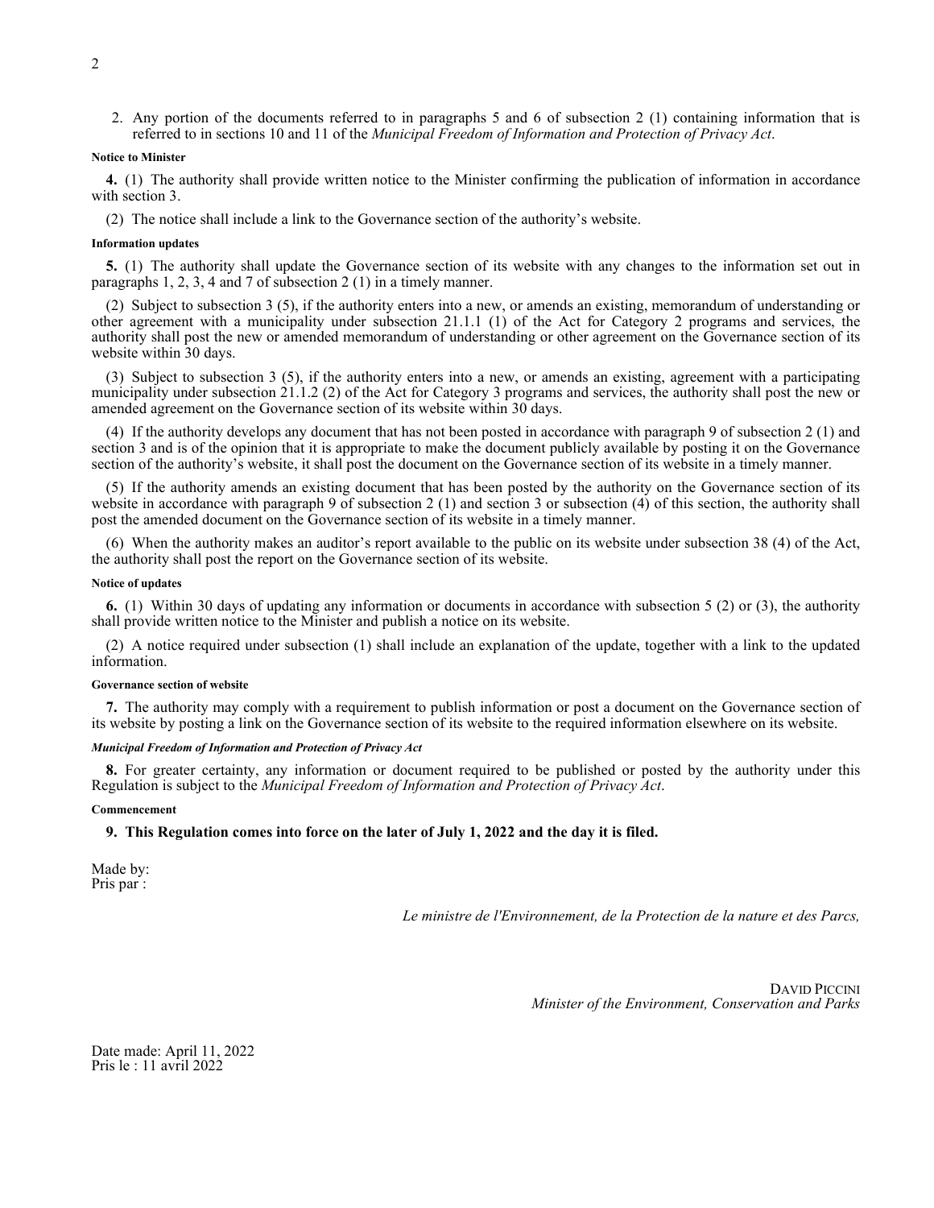2. Any portion of the documents referred to in paragraphs 5 and 6 of subsection 2 (1) containing information that is referred to in sections 10 and 11 of the *Municipal Freedom of Information and Protection of Privacy Act*.

**Notice to Minister**

**4.** (1) The authority shall provide written notice to the Minister confirming the publication of information in accordance with section 3.

(2) The notice shall include a link to the Governance section of the authority's website.

**Information updates**

**5.** (1) The authority shall update the Governance section of its website with any changes to the information set out in paragraphs 1, 2, 3, 4 and 7 of subsection 2 (1) in a timely manner.

(2) Subject to subsection 3 (5), if the authority enters into a new, or amends an existing, memorandum of understanding or other agreement with a municipality under subsection 21.1.1 (1) of the Act for Category 2 programs and services, the authority shall post the new or amended memorandum of understanding or other agreement on the Governance section of its website within 30 days.

(3) Subject to subsection 3 (5), if the authority enters into a new, or amends an existing, agreement with a participating municipality under subsection 21.1.2 (2) of the Act for Category 3 programs and services, the authority shall post the new or amended agreement on the Governance section of its website within 30 days.

(4) If the authority develops any document that has not been posted in accordance with paragraph 9 of subsection 2 (1) and section 3 and is of the opinion that it is appropriate to make the document publicly available by posting it on the Governance section of the authority's website, it shall post the document on the Governance section of its website in a timely manner.

(5) If the authority amends an existing document that has been posted by the authority on the Governance section of its website in accordance with paragraph 9 of subsection 2 (1) and section 3 or subsection (4) of this section, the authority shall post the amended document on the Governance section of its website in a timely manner.

(6) When the authority makes an auditor's report available to the public on its website under subsection 38 (4) of the Act, the authority shall post the report on the Governance section of its website.

**Notice of updates**

**6.** (1) Within 30 days of updating any information or documents in accordance with subsection 5 (2) or (3), the authority shall provide written notice to the Minister and publish a notice on its website.

(2) A notice required under subsection (1) shall include an explanation of the update, together with a link to the updated information.

**Governance section of website**

**7.** The authority may comply with a requirement to publish information or post a document on the Governance section of its website by posting a link on the Governance section of its website to the required information elsewhere on its website.

***Municipal Freedom of Information and Protection of Privacy Act***

**8.** For greater certainty, any information or document required to be published or posted by the authority under this Regulation is subject to the *Municipal Freedom of Information and Protection of Privacy Act*.

**Commencement**

**9. This Regulation comes into force on the later of July 1, 2022 and the day it is filed.**

Made by:
Pris par :

*Le ministre de l'Environnement, de la Protection de la nature et des Parcs,*

DAVID PICCINI
*Minister of the Environment, Conservation and Parks*

Date made: April 11, 2022
Pris le : 11 avril 2022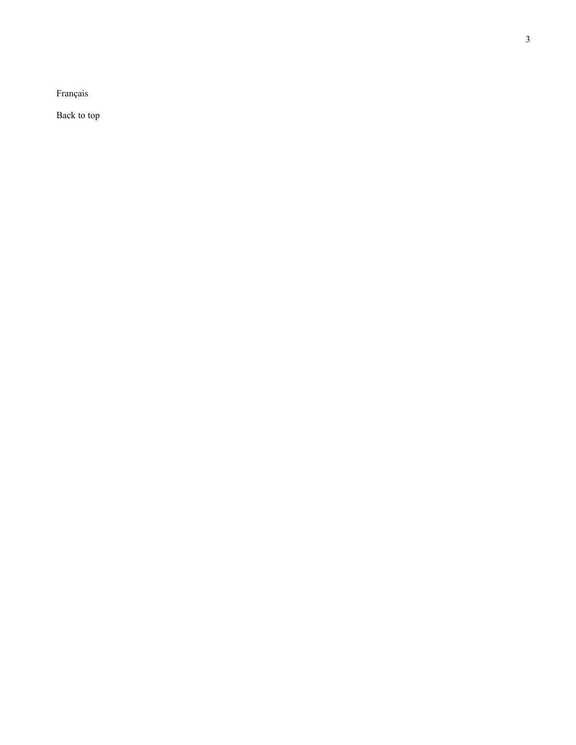Français

Back to top